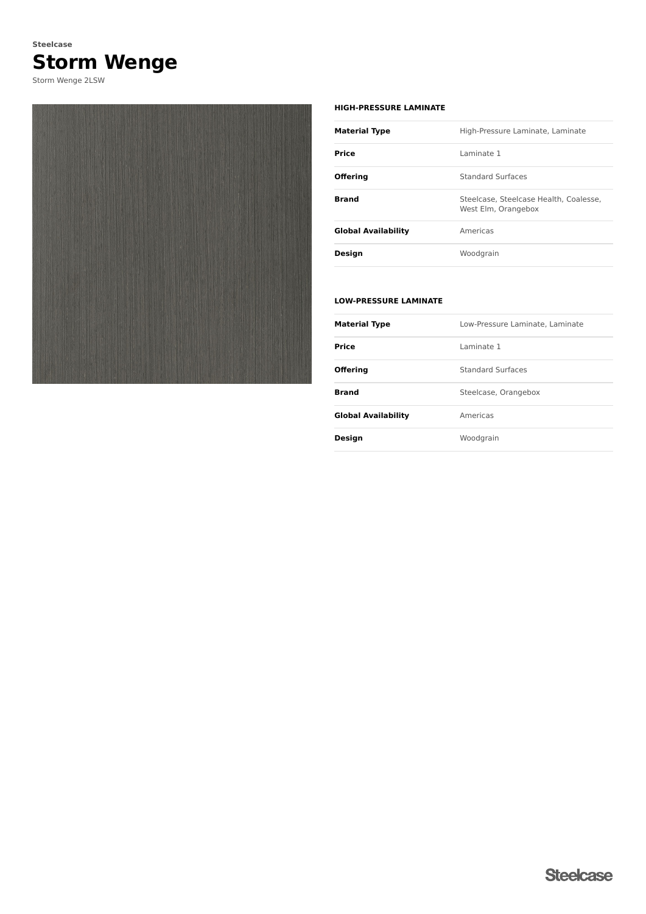Steelcase

# Storm Wenge

Storm Wenge 2LSW

### HIGH-PRESSURE LAMINATE

| | |
|---|---|
| **Material Type** | High-Pressure Laminate, Laminate |
| **Price** | Laminate 1 |
| **Offering** | Standard Surfaces |
| **Brand** | Steelcase, Steelcase Health, Coalesse, West Elm, Orangebox |
| **Global Availability** | Americas |
| **Design** | Woodgrain |

### LOW-PRESSURE LAMINATE

| | |
|---|---|
| **Material Type** | Low-Pressure Laminate, Laminate |
| **Price** | Laminate 1 |
| **Offering** | Standard Surfaces |
| **Brand** | Steelcase, Orangebox |
| **Global Availability** | Americas |
| **Design** | Woodgrain |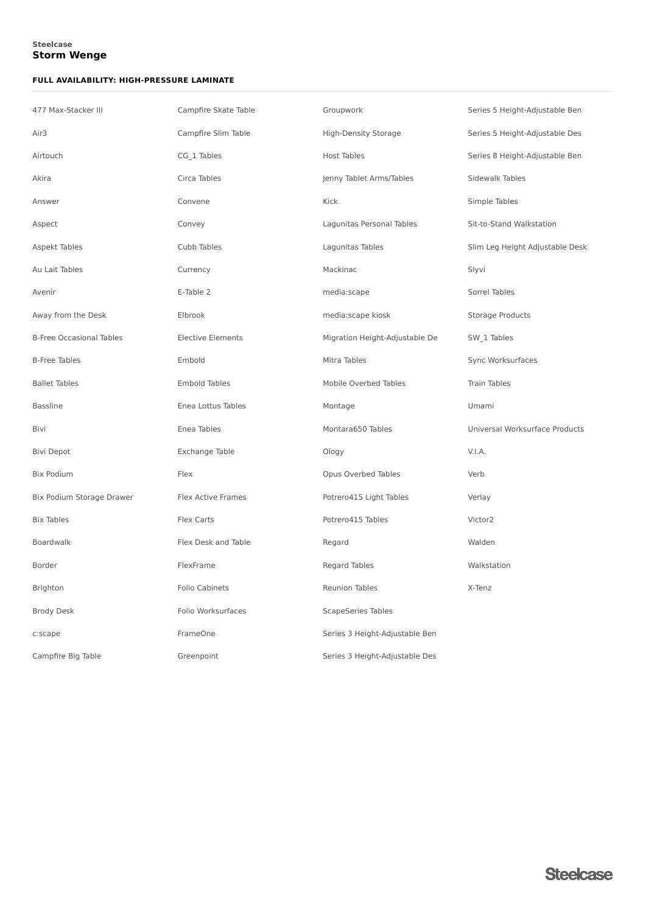Steelcase

# Storm Wenge

### FULL AVAILABILITY: HIGH-PRESSURE LAMINATE

- 477 Max-Stacker III
- Air3
- Airtouch
- Akira
- Answer
- Aspect
- Aspekt Tables
- Au Lait Tables
- Avenir
- Away from the Desk
- B-Free Occasional Tables
- B-Free Tables
- Ballet Tables
- Bassline
- Bivi
- Bivi Depot
- Bix Podium
- Bix Podium Storage Drawer
- Bix Tables
- Boardwalk
- Border
- Brighton
- Brody Desk
- c:scape
- Campfire Big Table
- Campfire Skate Table
- Campfire Slim Table
- CG_1 Tables
- Circa Tables
- Convene
- Convey
- Cubb Tables
- Currency
- E-Table 2
- Elbrook
- Elective Elements
- Embold
- Embold Tables
- Enea Lottus Tables
- Enea Tables
- Exchange Table
- Flex
- Flex Active Frames
- Flex Carts
- Flex Desk and Table
- FlexFrame
- Folio Cabinets
- Folio Worksurfaces
- FrameOne
- Greenpoint
- Groupwork
- High-Density Storage
- Host Tables
- Jenny Tablet Arms/Tables
- Kick
- Lagunitas Personal Tables
- Lagunitas Tables
- Mackinac
- media:scape
- media:scape kiosk
- Migration Height-Adjustable De
- Mitra Tables
- Mobile Overbed Tables
- Montage
- Montara650 Tables
- Ology
- Opus Overbed Tables
- Potrero415 Light Tables
- Potrero415 Tables
- Regard
- Regard Tables
- Reunion Tables
- ScapeSeries Tables
- Series 3 Height-Adjustable Ben
- Series 3 Height-Adjustable Des
- Series 5 Height-Adjustable Ben
- Series 5 Height-Adjustable Des
- Series 8 Height-Adjustable Ben
- Sidewalk Tables
- Simple Tables
- Sit-to-Stand Walkstation
- Slim Leg Height Adjustable Desk
- Slyvi
- Sorrel Tables
- Storage Products
- SW_1 Tables
- Sync Worksurfaces
- Train Tables
- Umami
- Universal Worksurface Products
- V.I.A.
- Verb
- Verlay
- Victor2
- Walden
- Walkstation
- X-Tenz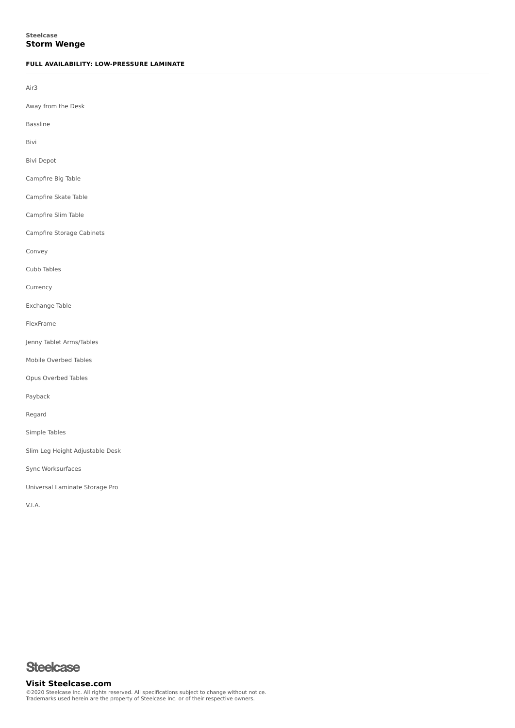**Steelcase**

# Storm Wenge

#### FULL AVAILABILITY: LOW-PRESSURE LAMINATE

Air3

Away from the Desk

Bassline

Bivi

Bivi Depot

Campfire Big Table

Campfire Skate Table

Campfire Slim Table

Campfire Storage Cabinets

Convey

Cubb Tables

Currency

Exchange Table

FlexFrame

Jenny Tablet Arms/Tables

Mobile Overbed Tables

Opus Overbed Tables

Payback

Regard

Simple Tables

Slim Leg Height Adjustable Desk

Sync Worksurfaces

Universal Laminate Storage Pro

V.I.A.

Steelcase

**Visit Steelcase.com**

©2020 Steelcase Inc. All rights reserved. All specifications subject to change without notice.
Trademarks used herein are the property of Steelcase Inc. or of their respective owners.